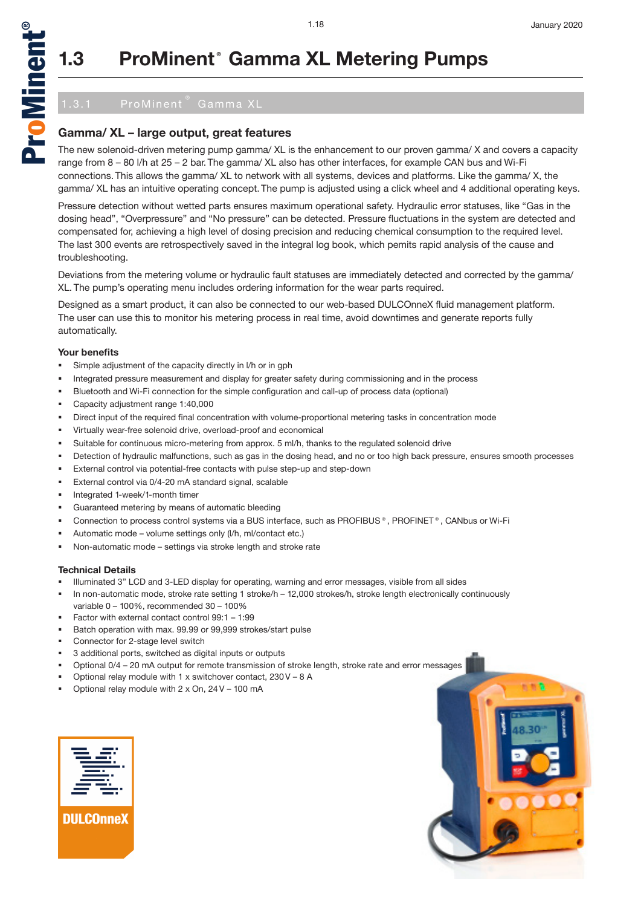# 1.3 ProMinent® Gamma XL Metering Pumps

## 1.3.1 ProMinent® Gamma XL

### Gamma/ XL – large output, great features

The new solenoid-driven metering pump gamma/ XL is the enhancement to our proven gamma/ X and covers a capacity range from 8 – 80 l/h at 25 – 2 bar. The gamma/ XL also has other interfaces, for example CAN bus and Wi-Fi connections. This allows the gamma/ XL to network with all systems, devices and platforms. Like the gamma/ X, the gamma/ XL has an intuitive operating concept. The pump is adjusted using a click wheel and 4 additional operating keys.

Pressure detection without wetted parts ensures maximum operational safety. Hydraulic error statuses, like "Gas in the dosing head", "Overpressure" and "No pressure" can be detected. Pressure fluctuations in the system are detected and compensated for, achieving a high level of dosing precision and reducing chemical consumption to the required level. The last 300 events are retrospectively saved in the integral log book, which pemits rapid analysis of the cause and troubleshooting.

Deviations from the metering volume or hydraulic fault statuses are immediately detected and corrected by the gamma/ XL. The pump's operating menu includes ordering information for the wear parts required.

Designed as a smart product, it can also be connected to our web-based DULCOnneX fluid management platform. The user can use this to monitor his metering process in real time, avoid downtimes and generate reports fully automatically.

#### Your benefits

- Simple adjustment of the capacity directly in l/h or in gph
- Integrated pressure measurement and display for greater safety during commissioning and in the process
- Bluetooth and Wi-Fi connection for the simple configuration and call-up of process data (optional)
- Capacity adjustment range 1:40,000
- Direct input of the required final concentration with volume-proportional metering tasks in concentration mode
- Virtually wear-free solenoid drive, overload-proof and economical
- Suitable for continuous micro-metering from approx. 5 ml/h, thanks to the regulated solenoid drive
- Detection of hydraulic malfunctions, such as gas in the dosing head, and no or too high back pressure, ensures smooth processes
- External control via potential-free contacts with pulse step-up and step-down
- External control via 0/4-20 mA standard signal, scalable
- Integrated 1-week/1-month timer
- Guaranteed metering by means of automatic bleeding
- Connection to process control systems via a BUS interface, such as PROFIBUS®, PROFINET®, CANbus or Wi-Fi
- Automatic mode – volume settings only (l/h, ml/contact etc.)
- Non-automatic mode – settings via stroke length and stroke rate

#### Technical Details

- Illuminated 3" LCD and 3-LED display for operating, warning and error messages, visible from all sides
- In non-automatic mode, stroke rate setting 1 stroke/h – 12,000 strokes/h, stroke length electronically continuously variable 0 – 100%, recommended 30 – 100%
- Factor with external contact control 99:1 – 1:99
- Batch operation with max. 99.99 or 99,999 strokes/start pulse
- Connector for 2-stage level switch
- 3 additional ports, switched as digital inputs or outputs
- Optional 0/4 – 20 mA output for remote transmission of stroke length, stroke rate and error messages
- Optional relay module with 1 x switchover contact, 230 V – 8 A
- Optional relay module with 2 x On, 24 V – 100 mA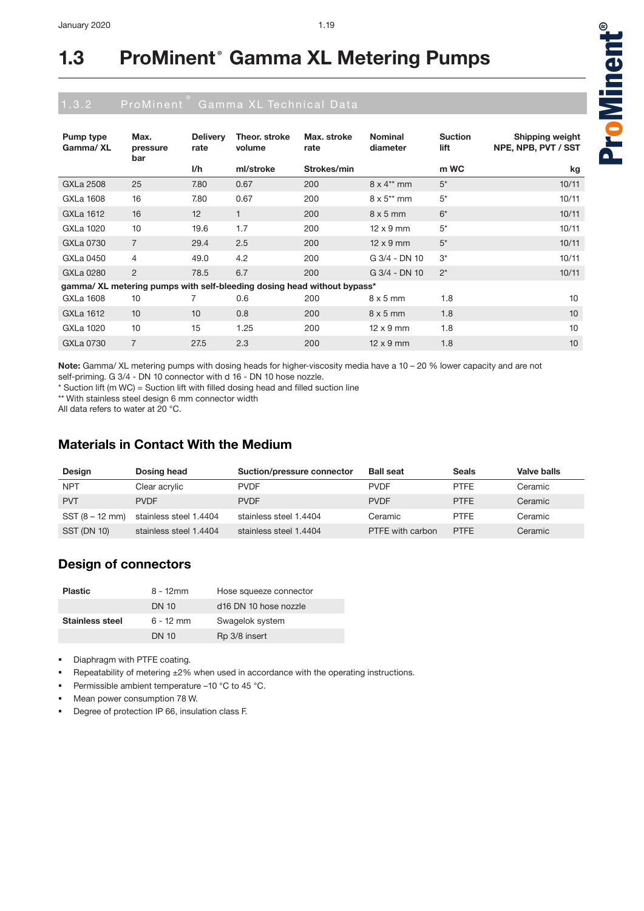# 1.3 ProMinent® Gamma XL Metering Pumps

## 1.3.2 ProMinent® Gamma XL Technical Data

| Pump type Gamma/ XL | Max. pressure bar | Delivery rate | Theor. stroke volume | Max. stroke rate | Nominal diameter | Suction lift | Shipping weight NPE, NPB, PVT / SST |
|---|---|---|---|---|---|---|---|
| | | l/h | ml/stroke | Strokes/min | | m WC | kg |
| GXLa 2508 | 25 | 7.80 | 0.67 | 200 | 8 x 4** mm | 5* | 10/11 |
| GXLa 1608 | 16 | 7.80 | 0.67 | 200 | 8 x 5** mm | 5* | 10/11 |
| GXLa 1612 | 16 | 12 | 1 | 200 | 8 x 5 mm | 6* | 10/11 |
| GXLa 1020 | 10 | 19.6 | 1.7 | 200 | 12 x 9 mm | 5* | 10/11 |
| GXLa 0730 | 7 | 29.4 | 2.5 | 200 | 12 x 9 mm | 5* | 10/11 |
| GXLa 0450 | 4 | 49.0 | 4.2 | 200 | G 3/4 - DN 10 | 3* | 10/11 |
| GXLa 0280 | 2 | 78.5 | 6.7 | 200 | G 3/4 - DN 10 | 2* | 10/11 |
| **gamma/ XL metering pumps with self-bleeding dosing head without bypass*** | | | | | | | |
| GXLa 1608 | 10 | 7 | 0.6 | 200 | 8 x 5 mm | 1.8 | 10 |
| GXLa 1612 | 10 | 10 | 0.8 | 200 | 8 x 5 mm | 1.8 | 10 |
| GXLa 1020 | 10 | 15 | 1.25 | 200 | 12 x 9 mm | 1.8 | 10 |
| GXLa 0730 | 7 | 27.5 | 2.3 | 200 | 12 x 9 mm | 1.8 | 10 |

**Note:** Gamma/ XL metering pumps with dosing heads for higher-viscosity media have a 10 – 20 % lower capacity and are not self-priming. G 3/4 - DN 10 connector with d 16 - DN 10 hose nozzle.
* Suction lift (m WC) = Suction lift with filled dosing head and filled suction line
** With stainless steel design 6 mm connector width
All data refers to water at 20 °C.

## Materials in Contact With the Medium

| Design | Dosing head | Suction/pressure connector | Ball seat | Seals | Valve balls |
|---|---|---|---|---|---|
| NPT | Clear acrylic | PVDF | PVDF | PTFE | Ceramic |
| PVT | PVDF | PVDF | PVDF | PTFE | Ceramic |
| SST (8 – 12 mm) | stainless steel 1.4404 | stainless steel 1.4404 | Ceramic | PTFE | Ceramic |
| SST (DN 10) | stainless steel 1.4404 | stainless steel 1.4404 | PTFE with carbon | PTFE | Ceramic |

## Design of connectors

| | | |
|---|---|---|
| **Plastic** | 8 - 12mm | Hose squeeze connector |
| | DN 10 | d16 DN 10 hose nozzle |
| **Stainless steel** | 6 - 12 mm | Swagelok system |
| | DN 10 | Rp 3/8 insert |

- Diaphragm with PTFE coating.
- Repeatability of metering ±2% when used in accordance with the operating instructions.
- Permissible ambient temperature –10 °C to 45 °C.
- Mean power consumption 78 W.
- Degree of protection IP 66, insulation class F.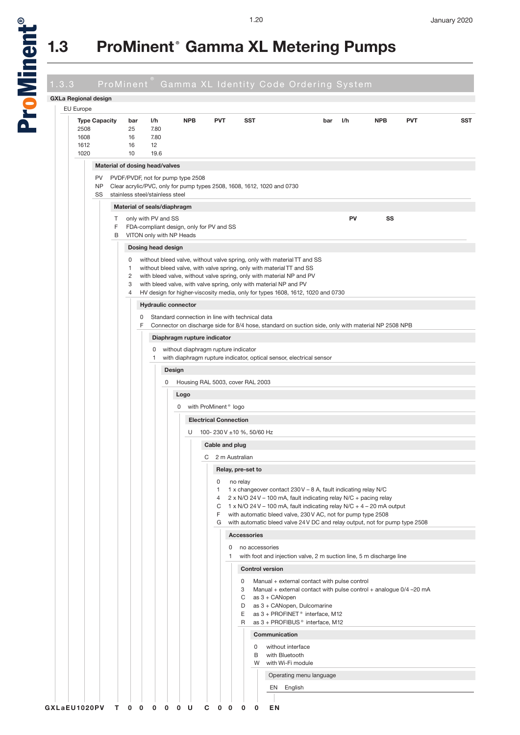# 1.3 ProMinent® Gamma XL Metering Pumps

## 1.3.3 ProMinent® Gamma XL Identity Code Ordering System

**GXLa Regional design**

EU Europe

| Type Capacity | bar | l/h | NPB | PVT | SST | bar | l/h | NPB | PVT | SST |
|---|---|---|---|---|---|---|---|---|---|---|
| 2508 | 25 | 7.80 | | | | | | | | |
| 1608 | 16 | 7.80 | | | | | | | | |
| 1612 | 16 | 12 | | | | | | | | |
| 1020 | 10 | 19.6 | | | | | | | | |

**Material of dosing head/valves**

- PV PVDF/PVDF, not for pump type 2508
- NP Clear acrylic/PVC, only for pump types 2508, 1608, 1612, 1020 and 0730
- SS stainless steel/stainless steel

**Material of seals/diaphragm**

| | | PV | SS |
|---|---|---|---|
| T | only with PV and SS | | |
| F | FDA-compliant design, only for PV and SS | | |
| B | VITON only with NP Heads | | |

**Dosing head design**

- 0 without bleed valve, without valve spring, only with material TT and SS
- 1 without bleed valve, with valve spring, only with material TT and SS
- 2 with bleed valve, without valve spring, only with material NP and PV
- 3 with bleed valve, with valve spring, only with material NP and PV
- 4 HV design for higher-viscosity media, only for types 1608, 1612, 1020 and 0730

**Hydraulic connector**

- 0 Standard connection in line with technical data
- F Connector on discharge side for 8/4 hose, standard on suction side, only with material NP 2508 NPB

**Diaphragm rupture indicator**

- 0 without diaphragm rupture indicator
- 1 with diaphragm rupture indicator, optical sensor, electrical sensor

**Design**

- 0 Housing RAL 5003, cover RAL 2003

**Logo**

- 0 with ProMinent® logo

**Electrical Connection**

- U 100- 230 V ±10 %, 50/60 Hz

**Cable and plug**

- C 2 m Australian

**Relay, pre-set to**

- 0 no relay
- 1 1 x changeover contact 230 V – 8 A, fault indicating relay N/C
- 4 2 x N/O 24 V – 100 mA, fault indicating relay N/C + pacing relay
- C 1 x N/O 24 V – 100 mA, fault indicating relay N/C + 4 – 20 mA output
- F with automatic bleed valve, 230 V AC, not for pump type 2508
- G with automatic bleed valve 24 V DC and relay output, not for pump type 2508

**Accessories**

- 0 no accessories
- 1 with foot and injection valve, 2 m suction line, 5 m discharge line

**Control version**

- 0 Manual + external contact with pulse control
- 3 Manual + external contact with pulse control + analogue 0/4 –20 mA
- C as 3 + CANopen
- D as 3 + CANopen, Dulcomarine
- E as 3 + PROFINET® interface, M12
- R as 3 + PROFIBUS® interface, M12

**Communication**

- 0 without interface
- B with Bluetooth
- W with Wi-Fi module

Operating menu language

- EN English

**GXLaEU1020PV T 0 0 0 0 0 U C 0 0 0 0 EN**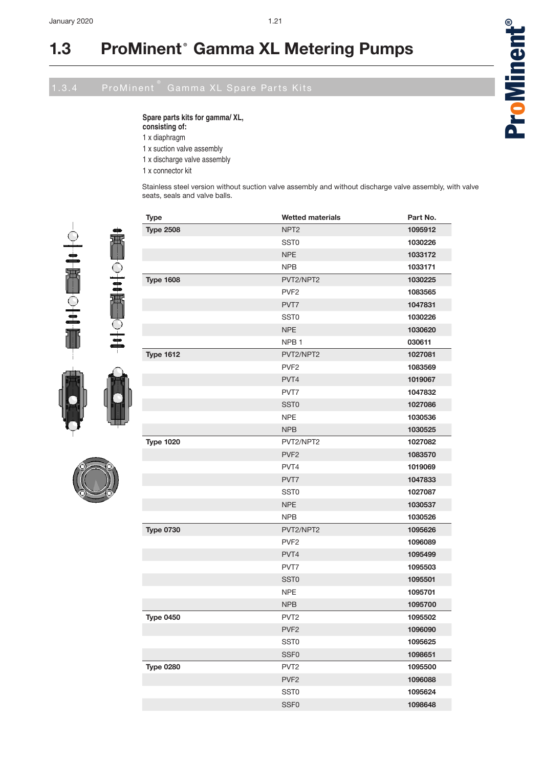# 1.3 ProMinent® Gamma XL Metering Pumps

## 1.3.4 ProMinent® Gamma XL Spare Parts Kits

**Spare parts kits for gamma/ XL, consisting of:**
1 x diaphragm
1 x suction valve assembly
1 x discharge valve assembly
1 x connector kit

Stainless steel version without suction valve assembly and without discharge valve assembly, with valve seats, seals and valve balls.

| Type | Wetted materials | Part No. |
|---|---|---|
| **Type 2508** | NPT2 | **1095912** |
| | SST0 | **1030226** |
| | NPE | **1033172** |
| | NPB | **1033171** |
| **Type 1608** | PVT2/NPT2 | **1030225** |
| | PVF2 | **1083565** |
| | PVT7 | **1047831** |
| | SST0 | **1030226** |
| | NPE | **1030620** |
| | NPB 1 | **030611** |
| **Type 1612** | PVT2/NPT2 | **1027081** |
| | PVF2 | **1083569** |
| | PVT4 | **1019067** |
| | PVT7 | **1047832** |
| | SST0 | **1027086** |
| | NPE | **1030536** |
| | NPB | **1030525** |
| **Type 1020** | PVT2/NPT2 | **1027082** |
| | PVF2 | **1083570** |
| | PVT4 | **1019069** |
| | PVT7 | **1047833** |
| | SST0 | **1027087** |
| | NPE | **1030537** |
| | NPB | **1030526** |
| **Type 0730** | PVT2/NPT2 | **1095626** |
| | PVF2 | **1096089** |
| | PVT4 | **1095499** |
| | PVT7 | **1095503** |
| | SST0 | **1095501** |
| | NPE | **1095701** |
| | NPB | **1095700** |
| **Type 0450** | PVT2 | **1095502** |
| | PVF2 | **1096090** |
| | SST0 | **1095625** |
| | SSF0 | **1098651** |
| **Type 0280** | PVT2 | **1095500** |
| | PVF2 | **1096088** |
| | SST0 | **1095624** |
| | SSF0 | **1098648** |